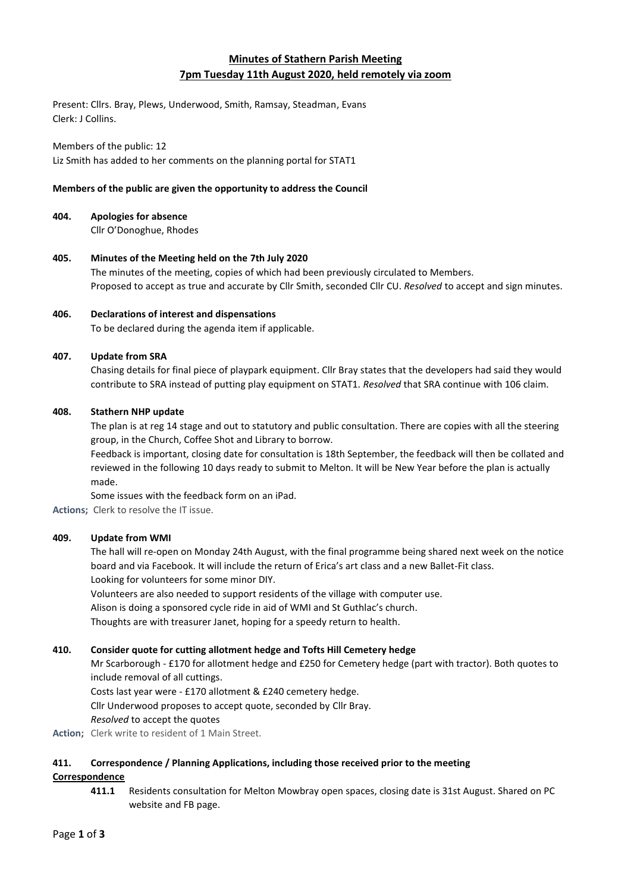# Minutes of Stathern Parish Meeting
## 7pm Tuesday 11th August 2020, held remotely via zoom

Present: Cllrs. Bray, Plews, Underwood, Smith, Ramsay, Steadman, Evans
Clerk: J Collins.

Members of the public: 12
Liz Smith has added to her comments on the planning portal for STAT1

**Members of the public are given the opportunity to address the Council**

**404. Apologies for absence**
Cllr O'Donoghue, Rhodes

**405. Minutes of the Meeting held on the 7th July 2020**
The minutes of the meeting, copies of which had been previously circulated to Members.
Proposed to accept as true and accurate by Cllr Smith, seconded Cllr CU. *Resolved* to accept and sign minutes.

**406. Declarations of interest and dispensations**
To be declared during the agenda item if applicable.

**407. Update from SRA**
Chasing details for final piece of playpark equipment. Cllr Bray states that the developers had said they would contribute to SRA instead of putting play equipment on STAT1. *Resolved* that SRA continue with 106 claim.

**408. Stathern NHP update**
The plan is at reg 14 stage and out to statutory and public consultation. There are copies with all the steering group, in the Church, Coffee Shot and Library to borrow.
Feedback is important, closing date for consultation is 18th September, the feedback will then be collated and reviewed in the following 10 days ready to submit to Melton. It will be New Year before the plan is actually made.
Some issues with the feedback form on an iPad.

**Actions;** Clerk to resolve the IT issue.

**409. Update from WMI**
The hall will re-open on Monday 24th August, with the final programme being shared next week on the notice board and via Facebook. It will include the return of Erica's art class and a new Ballet-Fit class.
Looking for volunteers for some minor DIY.
Volunteers are also needed to support residents of the village with computer use.
Alison is doing a sponsored cycle ride in aid of WMI and St Guthlac's church.
Thoughts are with treasurer Janet, hoping for a speedy return to health.

**410. Consider quote for cutting allotment hedge and Tofts Hill Cemetery hedge**
Mr Scarborough - £170 for allotment hedge and £250 for Cemetery hedge (part with tractor). Both quotes to include removal of all cuttings.
Costs last year were - £170 allotment & £240 cemetery hedge.
Cllr Underwood proposes to accept quote, seconded by Cllr Bray.
*Resolved* to accept the quotes

**Action;** Clerk write to resident of 1 Main Street.

**411. Correspondence / Planning Applications, including those received prior to the meeting**

**Correspondence**

**411.1** Residents consultation for Melton Mowbray open spaces, closing date is 31st August. Shared on PC website and FB page.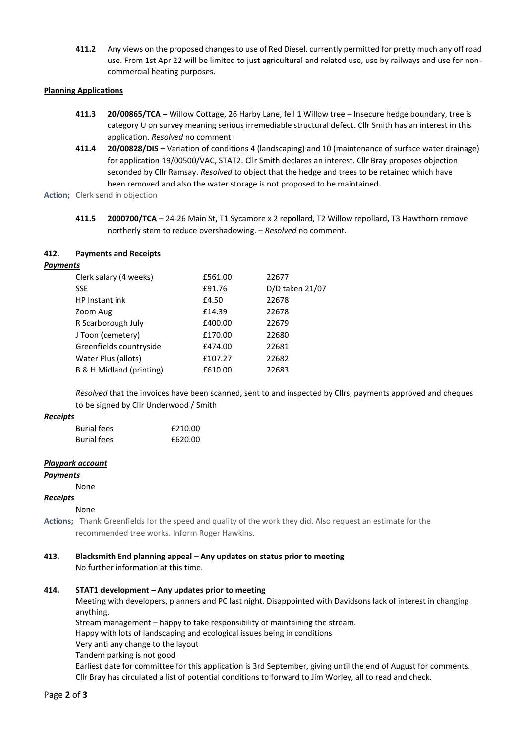**411.2** Any views on the proposed changes to use of Red Diesel. currently permitted for pretty much any off road use. From 1st Apr 22 will be limited to just agricultural and related use, use by railways and use for non-commercial heating purposes.

**Planning Applications**

**411.3** **20/00865/TCA –** Willow Cottage, 26 Harby Lane, fell 1 Willow tree – Insecure hedge boundary, tree is category U on survey meaning serious irremediable structural defect. Cllr Smith has an interest in this application. *Resolved* no comment

**411.4** **20/00828/DIS –** Variation of conditions 4 (landscaping) and 10 (maintenance of surface water drainage) for application 19/00500/VAC, STAT2. Cllr Smith declares an interest. Cllr Bray proposes objection seconded by Cllr Ramsay. *Resolved* to object that the hedge and trees to be retained which have been removed and also the water storage is not proposed to be maintained.

**Action;** Clerk send in objection

**411.5** **2000700/TCA** – 24-26 Main St, T1 Sycamore x 2 repollard, T2 Willow repollard, T3 Hawthorn remove northerly stem to reduce overshadowing. – *Resolved* no comment.

**412. Payments and Receipts**

***Payments***

| | | |
|---|---|---|
| Clerk salary (4 weeks) | £561.00 | 22677 |
| SSE | £91.76 | D/D taken 21/07 |
| HP Instant ink | £4.50 | 22678 |
| Zoom Aug | £14.39 | 22678 |
| R Scarborough July | £400.00 | 22679 |
| J Toon (cemetery) | £170.00 | 22680 |
| Greenfields countryside | £474.00 | 22681 |
| Water Plus (allots) | £107.27 | 22682 |
| B & H Midland (printing) | £610.00 | 22683 |

*Resolved* that the invoices have been scanned, sent to and inspected by Cllrs, payments approved and cheques to be signed by Cllr Underwood / Smith

***Receipts***

| | |
|---|---|
| Burial fees | £210.00 |
| Burial fees | £620.00 |

***Playpark account***

***Payments***

None

***Receipts***

None

**Actions;** Thank Greenfields for the speed and quality of the work they did. Also request an estimate for the recommended tree works. Inform Roger Hawkins.

**413. Blacksmith End planning appeal – Any updates on status prior to meeting**

No further information at this time.

**414. STAT1 development – Any updates prior to meeting**

Meeting with developers, planners and PC last night. Disappointed with Davidsons lack of interest in changing anything.

Stream management – happy to take responsibility of maintaining the stream.

Happy with lots of landscaping and ecological issues being in conditions

Very anti any change to the layout

Tandem parking is not good

Earliest date for committee for this application is 3rd September, giving until the end of August for comments. Cllr Bray has circulated a list of potential conditions to forward to Jim Worley, all to read and check.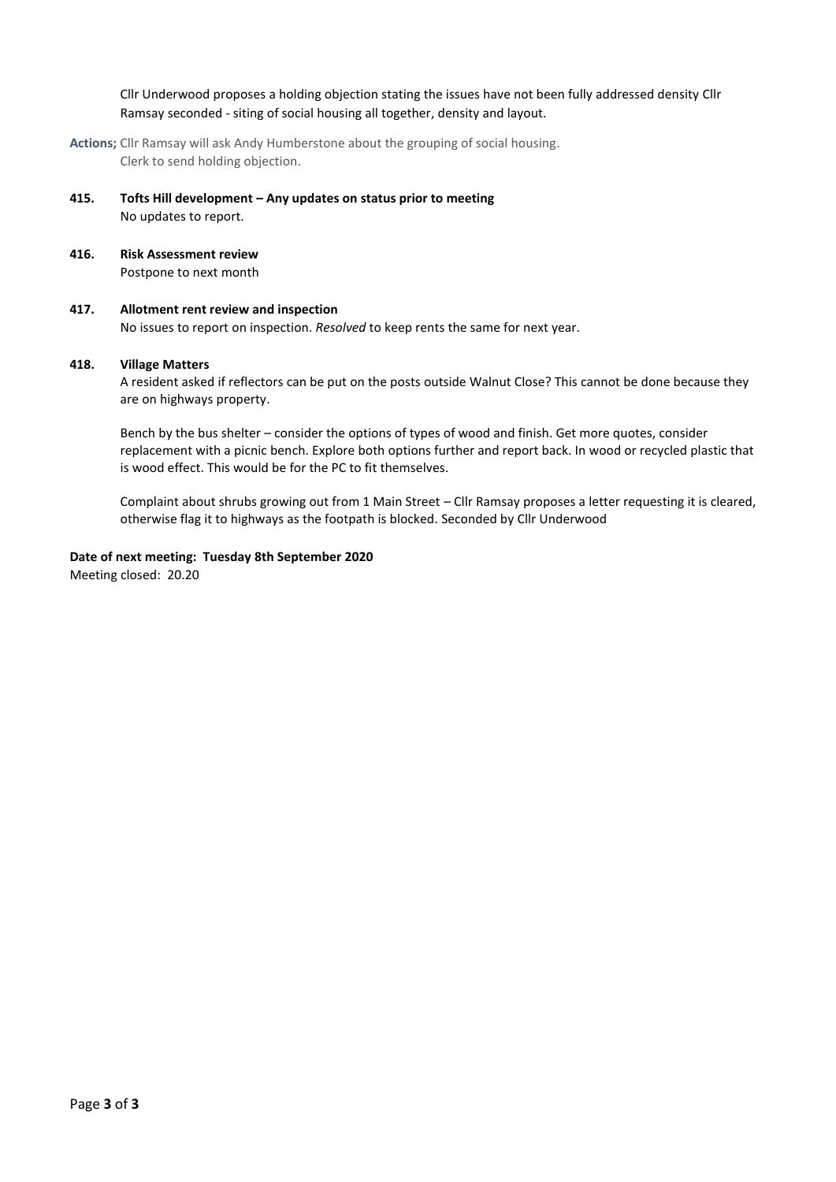Cllr Underwood proposes a holding objection stating the issues have not been fully addressed density Cllr Ramsay seconded - siting of social housing all together, density and layout.

**Actions;** Cllr Ramsay will ask Andy Humberstone about the grouping of social housing.
Clerk to send holding objection.

**415. Tofts Hill development – Any updates on status prior to meeting**

No updates to report.

**416. Risk Assessment review**

Postpone to next month

**417. Allotment rent review and inspection**

No issues to report on inspection. *Resolved* to keep rents the same for next year.

**418. Village Matters**

A resident asked if reflectors can be put on the posts outside Walnut Close? This cannot be done because they are on highways property.

Bench by the bus shelter – consider the options of types of wood and finish. Get more quotes, consider replacement with a picnic bench. Explore both options further and report back. In wood or recycled plastic that is wood effect. This would be for the PC to fit themselves.

Complaint about shrubs growing out from 1 Main Street – Cllr Ramsay proposes a letter requesting it is cleared, otherwise flag it to highways as the footpath is blocked. Seconded by Cllr Underwood

**Date of next meeting: Tuesday 8th September 2020**

Meeting closed: 20.20